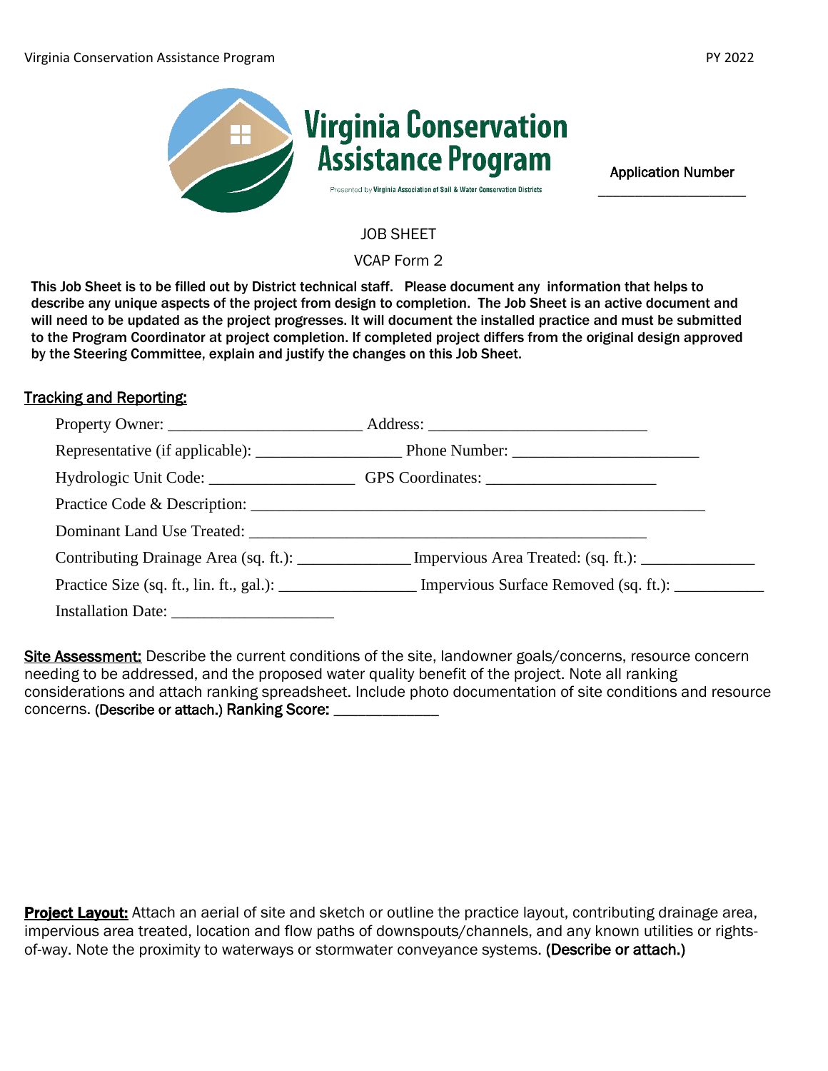Application Number ____________________

# Virginia Conservation Assistance Program

Presented by Virginia Association of Soil & Water Conservation Districts

JOB SHEET

VCAP Form 2

**This Job Sheet is to be filled out by District technical staff. Please document any information that helps to describe any unique aspects of the project from design to completion. The Job Sheet is an active document and will need to be updated as the project progresses. It will document the installed practice and must be submitted to the Program Coordinator at project completion. If completed project differs from the original design approved by the Steering Committee, explain and justify the changes on this Job Sheet.**

## Tracking and Reporting:

Property Owner: ________________________ Address: ___________________________

Representative (if applicable): __________________ Phone Number: _______________________

Hydrologic Unit Code: _________________ GPS Coordinates: _____________________

Practice Code & Description: _________________________________________________________

Dominant Land Use Treated: _______________________________________________

Contributing Drainage Area (sq. ft.): _____________ Impervious Area Treated: (sq. ft.): _____________

Practice Size (sq. ft., lin. ft., gal.): ________________ Impervious Surface Removed (sq. ft.): ___________

Installation Date: ____________________

**Site Assessment:** Describe the current conditions of the site, landowner goals/concerns, resource concern needing to be addressed, and the proposed water quality benefit of the project. Note all ranking considerations and attach ranking spreadsheet. Include photo documentation of site conditions and resource concerns. **(Describe or attach.) Ranking Score:** _____________

**Project Layout:** Attach an aerial of site and sketch or outline the practice layout, contributing drainage area, impervious area treated, location and flow paths of downspouts/channels, and any known utilities or rights-of-way. Note the proximity to waterways or stormwater conveyance systems. **(Describe or attach.)**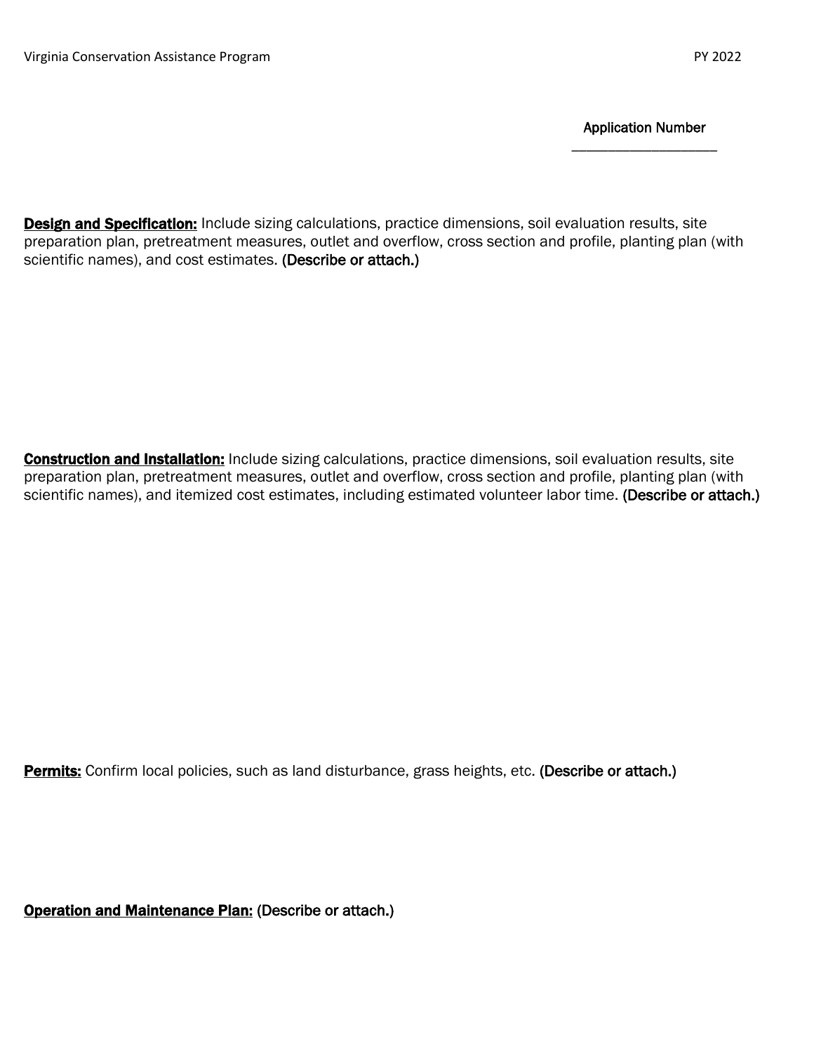Application Number

\_\_\_\_\_\_\_\_\_\_\_\_\_\_\_\_\_\_\_\_

**Design and Specification:** Include sizing calculations, practice dimensions, soil evaluation results, site preparation plan, pretreatment measures, outlet and overflow, cross section and profile, planting plan (with scientific names), and cost estimates. **(Describe or attach.)**

**Construction and Installation:** Include sizing calculations, practice dimensions, soil evaluation results, site preparation plan, pretreatment measures, outlet and overflow, cross section and profile, planting plan (with scientific names), and itemized cost estimates, including estimated volunteer labor time. **(Describe or attach.)**

**Permits:** Confirm local policies, such as land disturbance, grass heights, etc. (Describe or attach.)

**Operation and Maintenance Plan:** (Describe or attach.)